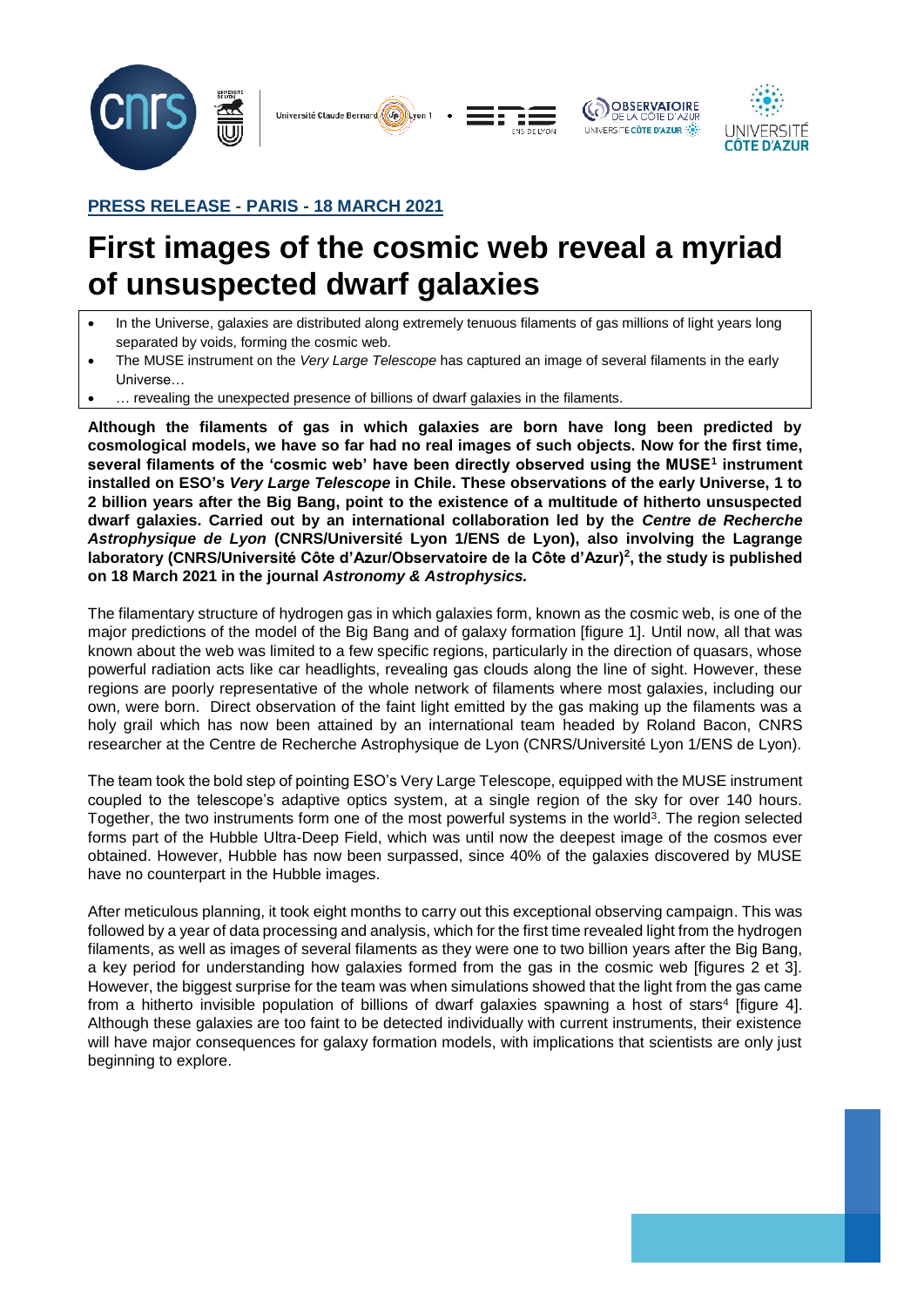**PRESS RELEASE - PARIS - 18 MARCH 2021**

# First images of the cosmic web reveal a myriad of unsuspected dwarf galaxies

- In the Universe, galaxies are distributed along extremely tenuous filaments of gas millions of light years long separated by voids, forming the cosmic web.
- The MUSE instrument on the *Very Large Telescope* has captured an image of several filaments in the early Universe…
- … revealing the unexpected presence of billions of dwarf galaxies in the filaments.

**Although the filaments of gas in which galaxies are born have long been predicted by cosmological models, we have so far had no real images of such objects. Now for the first time, several filaments of the 'cosmic web' have been directly observed using the MUSE[1] instrument installed on ESO's *Very Large Telescope* in Chile. These observations of the early Universe, 1 to 2 billion years after the Big Bang, point to the existence of a multitude of hitherto unsuspected dwarf galaxies. Carried out by an international collaboration led by the *Centre de Recherche Astrophysique de Lyon* (CNRS/Université Lyon 1/ENS de Lyon), also involving the Lagrange laboratory (CNRS/Université Côte d'Azur/Observatoire de la Côte d'Azur)[2], the study is published on 18 March 2021 in the journal *Astronomy & Astrophysics.***

The filamentary structure of hydrogen gas in which galaxies form, known as the cosmic web, is one of the major predictions of the model of the Big Bang and of galaxy formation [figure 1]. Until now, all that was known about the web was limited to a few specific regions, particularly in the direction of quasars, whose powerful radiation acts like car headlights, revealing gas clouds along the line of sight. However, these regions are poorly representative of the whole network of filaments where most galaxies, including our own, were born. Direct observation of the faint light emitted by the gas making up the filaments was a holy grail which has now been attained by an international team headed by Roland Bacon, CNRS researcher at the Centre de Recherche Astrophysique de Lyon (CNRS/Université Lyon 1/ENS de Lyon).

The team took the bold step of pointing ESO's Very Large Telescope, equipped with the MUSE instrument coupled to the telescope's adaptive optics system, at a single region of the sky for over 140 hours. Together, the two instruments form one of the most powerful systems in the world[3]. The region selected forms part of the Hubble Ultra-Deep Field, which was until now the deepest image of the cosmos ever obtained. However, Hubble has now been surpassed, since 40% of the galaxies discovered by MUSE have no counterpart in the Hubble images.

After meticulous planning, it took eight months to carry out this exceptional observing campaign. This was followed by a year of data processing and analysis, which for the first time revealed light from the hydrogen filaments, as well as images of several filaments as they were one to two billion years after the Big Bang, a key period for understanding how galaxies formed from the gas in the cosmic web [figures 2 et 3]. However, the biggest surprise for the team was when simulations showed that the light from the gas came from a hitherto invisible population of billions of dwarf galaxies spawning a host of stars[4] [figure 4]. Although these galaxies are too faint to be detected individually with current instruments, their existence will have major consequences for galaxy formation models, with implications that scientists are only just beginning to explore.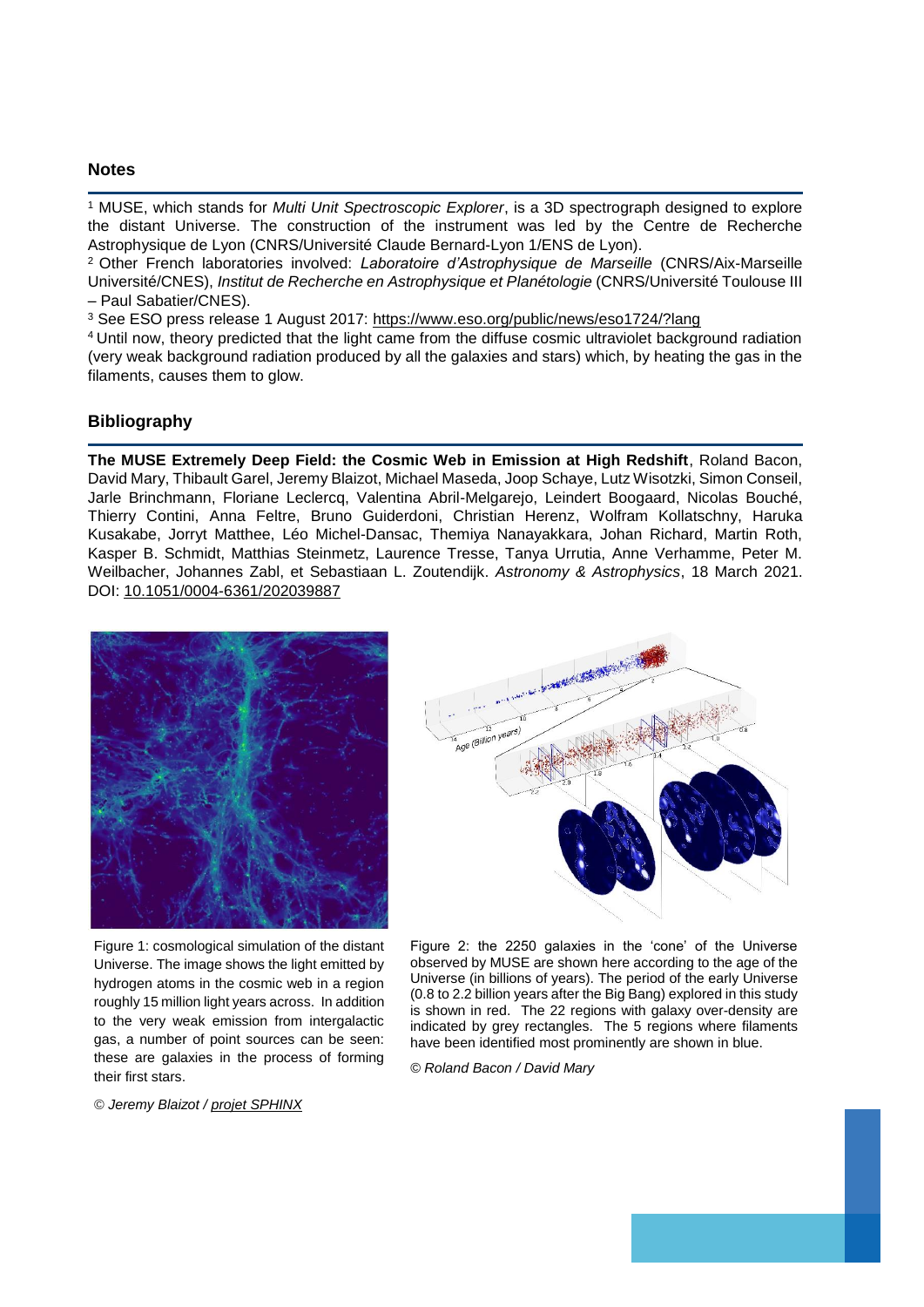## Notes

[1] MUSE, which stands for *Multi Unit Spectroscopic Explorer*, is a 3D spectrograph designed to explore the distant Universe. The construction of the instrument was led by the Centre de Recherche Astrophysique de Lyon (CNRS/Université Claude Bernard-Lyon 1/ENS de Lyon).

[2] Other French laboratories involved: *Laboratoire d'Astrophysique de Marseille* (CNRS/Aix-Marseille Université/CNES), *Institut de Recherche en Astrophysique et Planétologie* (CNRS/Université Toulouse III – Paul Sabatier/CNES).

[3] See ESO press release 1 August 2017: https://www.eso.org/public/news/eso1724/?lang

[4] Until now, theory predicted that the light came from the diffuse cosmic ultraviolet background radiation (very weak background radiation produced by all the galaxies and stars) which, by heating the gas in the filaments, causes them to glow.

## Bibliography

**The MUSE Extremely Deep Field: the Cosmic Web in Emission at High Redshift**, Roland Bacon, David Mary, Thibault Garel, Jeremy Blaizot, Michael Maseda, Joop Schaye, Lutz Wisotzki, Simon Conseil, Jarle Brinchmann, Floriane Leclercq, Valentina Abril-Melgarejo, Leindert Boogaard, Nicolas Bouché, Thierry Contini, Anna Feltre, Bruno Guiderdoni, Christian Herenz, Wolfram Kollatschny, Haruka Kusakabe, Jorryt Matthee, Léo Michel-Dansac, Themiya Nanayakkara, Johan Richard, Martin Roth, Kasper B. Schmidt, Matthias Steinmetz, Laurence Tresse, Tanya Urrutia, Anne Verhamme, Peter M. Weilbacher, Johannes Zabl, et Sebastiaan L. Zoutendijk. *Astronomy & Astrophysics*, 18 March 2021. DOI: 10.1051/0004-6361/202039887

Figure 1: cosmological simulation of the distant Universe. The image shows the light emitted by hydrogen atoms in the cosmic web in a region roughly 15 million light years across. In addition to the very weak emission from intergalactic gas, a number of point sources can be seen: these are galaxies in the process of forming their first stars.

*© Jeremy Blaizot / projet SPHINX*

Figure 2: the 2250 galaxies in the 'cone' of the Universe observed by MUSE are shown here according to the age of the Universe (in billions of years). The period of the early Universe (0.8 to 2.2 billion years after the Big Bang) explored in this study is shown in red. The 22 regions with galaxy over-density are indicated by grey rectangles. The 5 regions where filaments have been identified most prominently are shown in blue.

*© Roland Bacon / David Mary*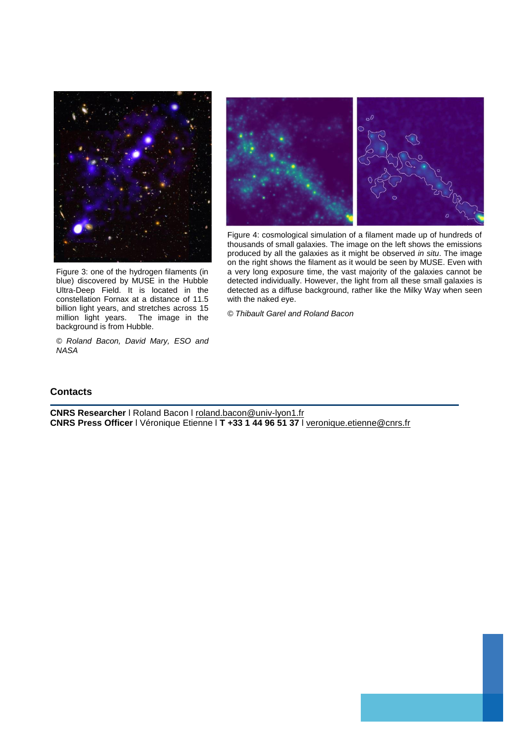Figure 3: one of the hydrogen filaments (in blue) discovered by MUSE in the Hubble Ultra-Deep Field. It is located in the constellation Fornax at a distance of 11.5 billion light years, and stretches across 15 million light years. The image in the background is from Hubble.

*© Roland Bacon, David Mary, ESO and NASA*

Figure 4: cosmological simulation of a filament made up of hundreds of thousands of small galaxies. The image on the left shows the emissions produced by all the galaxies as it might be observed *in situ*. The image on the right shows the filament as it would be seen by MUSE. Even with a very long exposure time, the vast majority of the galaxies cannot be detected individually. However, the light from all these small galaxies is detected as a diffuse background, rather like the Milky Way when seen with the naked eye.

*© Thibault Garel and Roland Bacon*

## Contacts

**CNRS Researcher** l Roland Bacon l roland.bacon@univ-lyon1.fr
**CNRS Press Officer** l Véronique Etienne l **T +33 1 44 96 51 37** l veronique.etienne@cnrs.fr